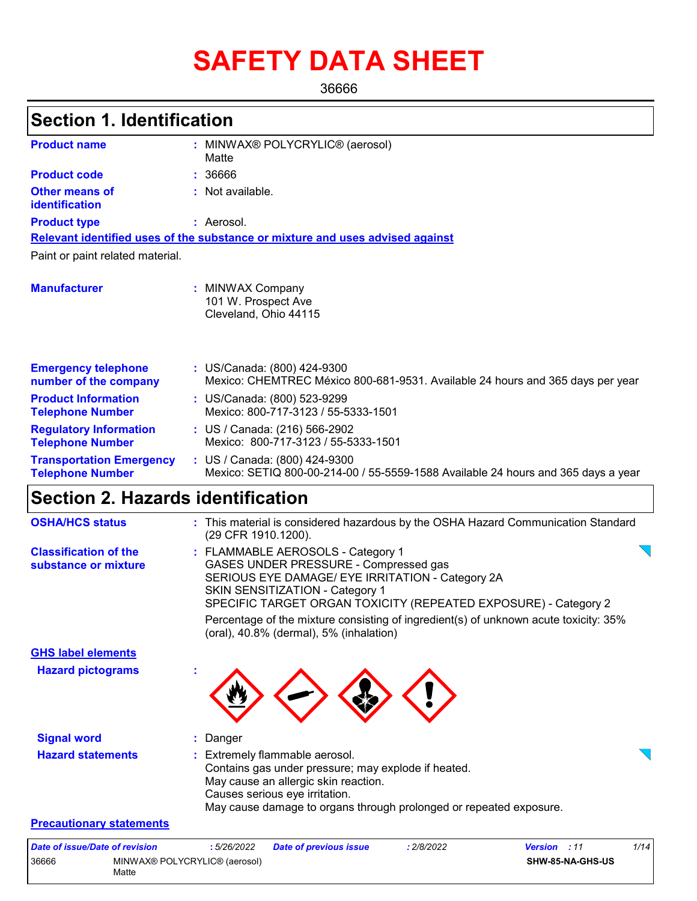# SAFETY DATA SHEET

36666

## Section 1. Identification

| | | |
|---|---|---|
| **Product name** | : | MINWAX® POLYCRYLIC® (aerosol) Matte |
| **Product code** | : | 36666 |
| **Other means of identification** | : | Not available. |
| **Product type** | : | Aerosol. |

**Relevant identified uses of the substance or mixture and uses advised against**

Paint or paint related material.

| | | |
|---|---|---|
| **Manufacturer** | : | MINWAX Company<br>101 W. Prospect Ave<br>Cleveland, Ohio 44115 |
| **Emergency telephone number of the company** | : | US/Canada: (800) 424-9300<br>Mexico: CHEMTREC México 800-681-9531. Available 24 hours and 365 days per year |
| **Product Information Telephone Number** | : | US/Canada: (800) 523-9299<br>Mexico: 800-717-3123 / 55-5333-1501 |
| **Regulatory Information Telephone Number** | : | US / Canada: (216) 566-2902<br>Mexico: 800-717-3123 / 55-5333-1501 |
| **Transportation Emergency Telephone Number** | : | US / Canada: (800) 424-9300<br>Mexico: SETIQ 800-00-214-00 / 55-5559-1588 Available 24 hours and 365 days a year |

## Section 2. Hazards identification

| | | |
|---|---|---|
| **OSHA/HCS status** | : | This material is considered hazardous by the OSHA Hazard Communication Standard (29 CFR 1910.1200). |
| **Classification of the substance or mixture** | : | FLAMMABLE AEROSOLS - Category 1<br>GASES UNDER PRESSURE - Compressed gas<br>SERIOUS EYE DAMAGE/ EYE IRRITATION - Category 2A<br>SKIN SENSITIZATION - Category 1<br>SPECIFIC TARGET ORGAN TOXICITY (REPEATED EXPOSURE) - Category 2<br><br>Percentage of the mixture consisting of ingredient(s) of unknown acute toxicity: 35% (oral), 40.8% (dermal), 5% (inhalation) |

**GHS label elements**

| | | |
|---|---|---|
| **Hazard pictograms** | : | |
| **Signal word** | : | Danger |
| **Hazard statements** | : | Extremely flammable aerosol.<br>Contains gas under pressure; may explode if heated.<br>May cause an allergic skin reaction.<br>Causes serious eye irritation.<br>May cause damage to organs through prolonged or repeated exposure. |

**Precautionary statements**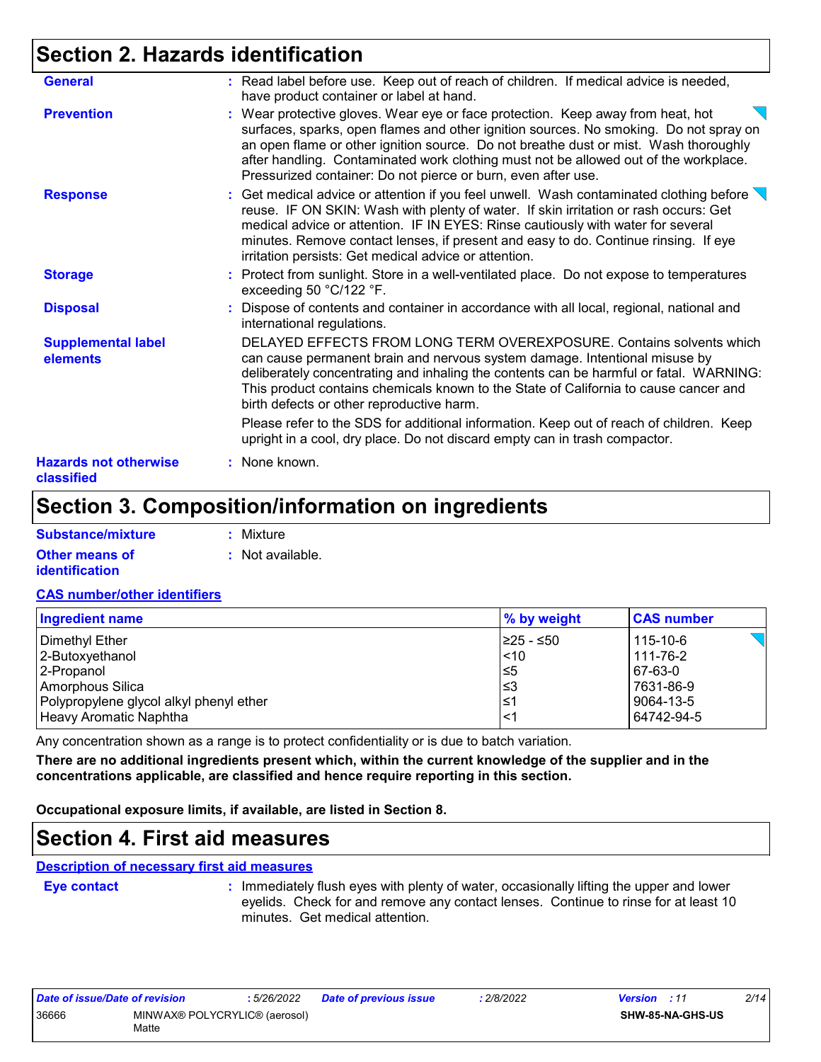## Section 2. Hazards identification

**General** : Read label before use. Keep out of reach of children. If medical advice is needed, have product container or label at hand.

**Prevention** : Wear protective gloves. Wear eye or face protection. Keep away from heat, hot surfaces, sparks, open flames and other ignition sources. No smoking. Do not spray on an open flame or other ignition source. Do not breathe dust or mist. Wash thoroughly after handling. Contaminated work clothing must not be allowed out of the workplace. Pressurized container: Do not pierce or burn, even after use.

**Response** : Get medical advice or attention if you feel unwell. Wash contaminated clothing before reuse. IF ON SKIN: Wash with plenty of water. If skin irritation or rash occurs: Get medical advice or attention. IF IN EYES: Rinse cautiously with water for several minutes. Remove contact lenses, if present and easy to do. Continue rinsing. If eye irritation persists: Get medical advice or attention.

**Storage** : Protect from sunlight. Store in a well-ventilated place. Do not expose to temperatures exceeding 50 °C/122 °F.

**Disposal** : Dispose of contents and container in accordance with all local, regional, national and international regulations.

**Supplemental label elements**

DELAYED EFFECTS FROM LONG TERM OVEREXPOSURE. Contains solvents which can cause permanent brain and nervous system damage. Intentional misuse by deliberately concentrating and inhaling the contents can be harmful or fatal. WARNING: This product contains chemicals known to the State of California to cause cancer and birth defects or other reproductive harm.

Please refer to the SDS for additional information. Keep out of reach of children. Keep upright in a cool, dry place. Do not discard empty can in trash compactor.

**Hazards not otherwise classified** : None known.

## Section 3. Composition/information on ingredients

**Substance/mixture** : Mixture

**Other means of identification** : Not available.

**CAS number/other identifiers**

| Ingredient name | % by weight | CAS number |
|---|---|---|
| Dimethyl Ether | ≥25 - ≤50 | 115-10-6 |
| 2-Butoxyethanol | <10 | 111-76-2 |
| 2-Propanol | ≤5 | 67-63-0 |
| Amorphous Silica | ≤3 | 7631-86-9 |
| Polypropylene glycol alkyl phenyl ether | ≤1 | 9064-13-5 |
| Heavy Aromatic Naphtha | <1 | 64742-94-5 |

Any concentration shown as a range is to protect confidentiality or is due to batch variation.

**There are no additional ingredients present which, within the current knowledge of the supplier and in the concentrations applicable, are classified and hence require reporting in this section.**

**Occupational exposure limits, if available, are listed in Section 8.**

## Section 4. First aid measures

**Description of necessary first aid measures**

**Eye contact** : Immediately flush eyes with plenty of water, occasionally lifting the upper and lower eyelids. Check for and remove any contact lenses. Continue to rinse for at least 10 minutes. Get medical attention.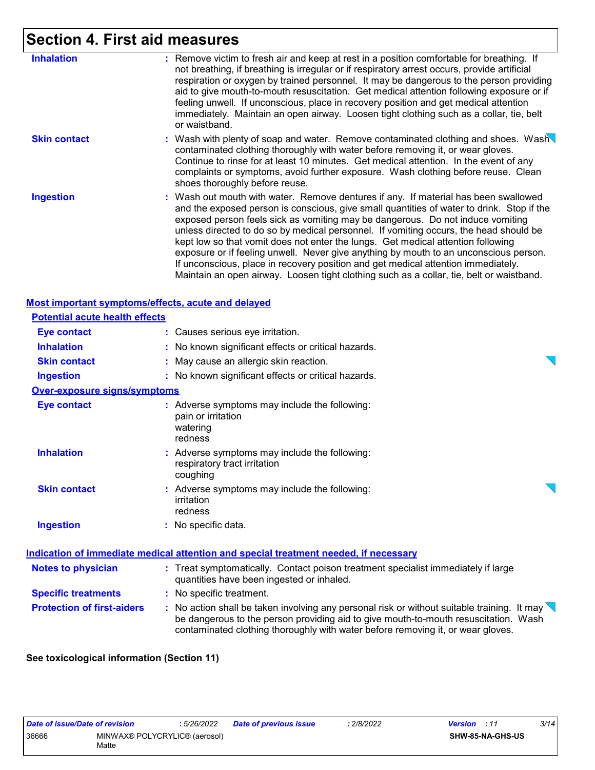# Section 4. First aid measures

**Inhalation** : Remove victim to fresh air and keep at rest in a position comfortable for breathing. If not breathing, if breathing is irregular or if respiratory arrest occurs, provide artificial respiration or oxygen by trained personnel. It may be dangerous to the person providing aid to give mouth-to-mouth resuscitation. Get medical attention following exposure or if feeling unwell. If unconscious, place in recovery position and get medical attention immediately. Maintain an open airway. Loosen tight clothing such as a collar, tie, belt or waistband.

**Skin contact** : Wash with plenty of soap and water. Remove contaminated clothing and shoes. Wash contaminated clothing thoroughly with water before removing it, or wear gloves. Continue to rinse for at least 10 minutes. Get medical attention. In the event of any complaints or symptoms, avoid further exposure. Wash clothing before reuse. Clean shoes thoroughly before reuse.

**Ingestion** : Wash out mouth with water. Remove dentures if any. If material has been swallowed and the exposed person is conscious, give small quantities of water to drink. Stop if the exposed person feels sick as vomiting may be dangerous. Do not induce vomiting unless directed to do so by medical personnel. If vomiting occurs, the head should be kept low so that vomit does not enter the lungs. Get medical attention following exposure or if feeling unwell. Never give anything by mouth to an unconscious person. If unconscious, place in recovery position and get medical attention immediately. Maintain an open airway. Loosen tight clothing such as a collar, tie, belt or waistband.

## Most important symptoms/effects, acute and delayed

### Potential acute health effects

**Eye contact** : Causes serious eye irritation.

**Inhalation** : No known significant effects or critical hazards.

**Skin contact** : May cause an allergic skin reaction.

**Ingestion** : No known significant effects or critical hazards.

### Over-exposure signs/symptoms

**Eye contact** : Adverse symptoms may include the following:
pain or irritation
watering
redness

**Inhalation** : Adverse symptoms may include the following:
respiratory tract irritation
coughing

**Skin contact** : Adverse symptoms may include the following:
irritation
redness

**Ingestion** : No specific data.

## Indication of immediate medical attention and special treatment needed, if necessary

**Notes to physician** : Treat symptomatically. Contact poison treatment specialist immediately if large quantities have been ingested or inhaled.

**Specific treatments** : No specific treatment.

**Protection of first-aiders** : No action shall be taken involving any personal risk or without suitable training. It may be dangerous to the person providing aid to give mouth-to-mouth resuscitation. Wash contaminated clothing thoroughly with water before removing it, or wear gloves.

**See toxicological information (Section 11)**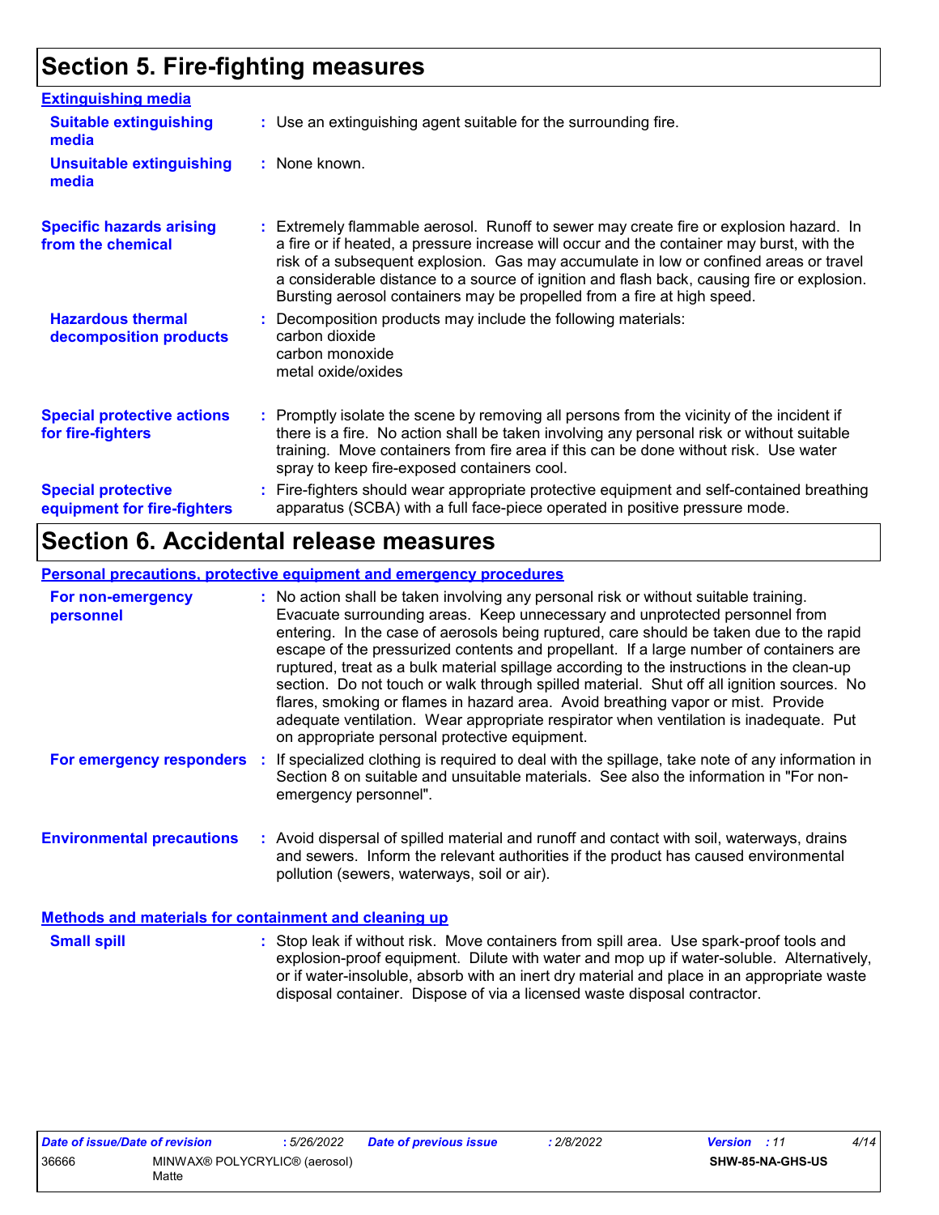# Section 5. Fire-fighting measures

## Extinguishing media

**Suitable extinguishing media** : Use an extinguishing agent suitable for the surrounding fire.

**Unsuitable extinguishing media** : None known.

**Specific hazards arising from the chemical** : Extremely flammable aerosol. Runoff to sewer may create fire or explosion hazard. In a fire or if heated, a pressure increase will occur and the container may burst, with the risk of a subsequent explosion. Gas may accumulate in low or confined areas or travel a considerable distance to a source of ignition and flash back, causing fire or explosion. Bursting aerosol containers may be propelled from a fire at high speed.

**Hazardous thermal decomposition products** : Decomposition products may include the following materials:
carbon dioxide
carbon monoxide
metal oxide/oxides

**Special protective actions for fire-fighters** : Promptly isolate the scene by removing all persons from the vicinity of the incident if there is a fire. No action shall be taken involving any personal risk or without suitable training. Move containers from fire area if this can be done without risk. Use water spray to keep fire-exposed containers cool.

**Special protective equipment for fire-fighters** : Fire-fighters should wear appropriate protective equipment and self-contained breathing apparatus (SCBA) with a full face-piece operated in positive pressure mode.

# Section 6. Accidental release measures

## Personal precautions, protective equipment and emergency procedures

**For non-emergency personnel** : No action shall be taken involving any personal risk or without suitable training. Evacuate surrounding areas. Keep unnecessary and unprotected personnel from entering. In the case of aerosols being ruptured, care should be taken due to the rapid escape of the pressurized contents and propellant. If a large number of containers are ruptured, treat as a bulk material spillage according to the instructions in the clean-up section. Do not touch or walk through spilled material. Shut off all ignition sources. No flares, smoking or flames in hazard area. Avoid breathing vapor or mist. Provide adequate ventilation. Wear appropriate respirator when ventilation is inadequate. Put on appropriate personal protective equipment.

**For emergency responders** : If specialized clothing is required to deal with the spillage, take note of any information in Section 8 on suitable and unsuitable materials. See also the information in "For non-emergency personnel".

**Environmental precautions** : Avoid dispersal of spilled material and runoff and contact with soil, waterways, drains and sewers. Inform the relevant authorities if the product has caused environmental pollution (sewers, waterways, soil or air).

## Methods and materials for containment and cleaning up

**Small spill** : Stop leak if without risk. Move containers from spill area. Use spark-proof tools and explosion-proof equipment. Dilute with water and mop up if water-soluble. Alternatively, or if water-insoluble, absorb with an inert dry material and place in an appropriate waste disposal container. Dispose of via a licensed waste disposal contractor.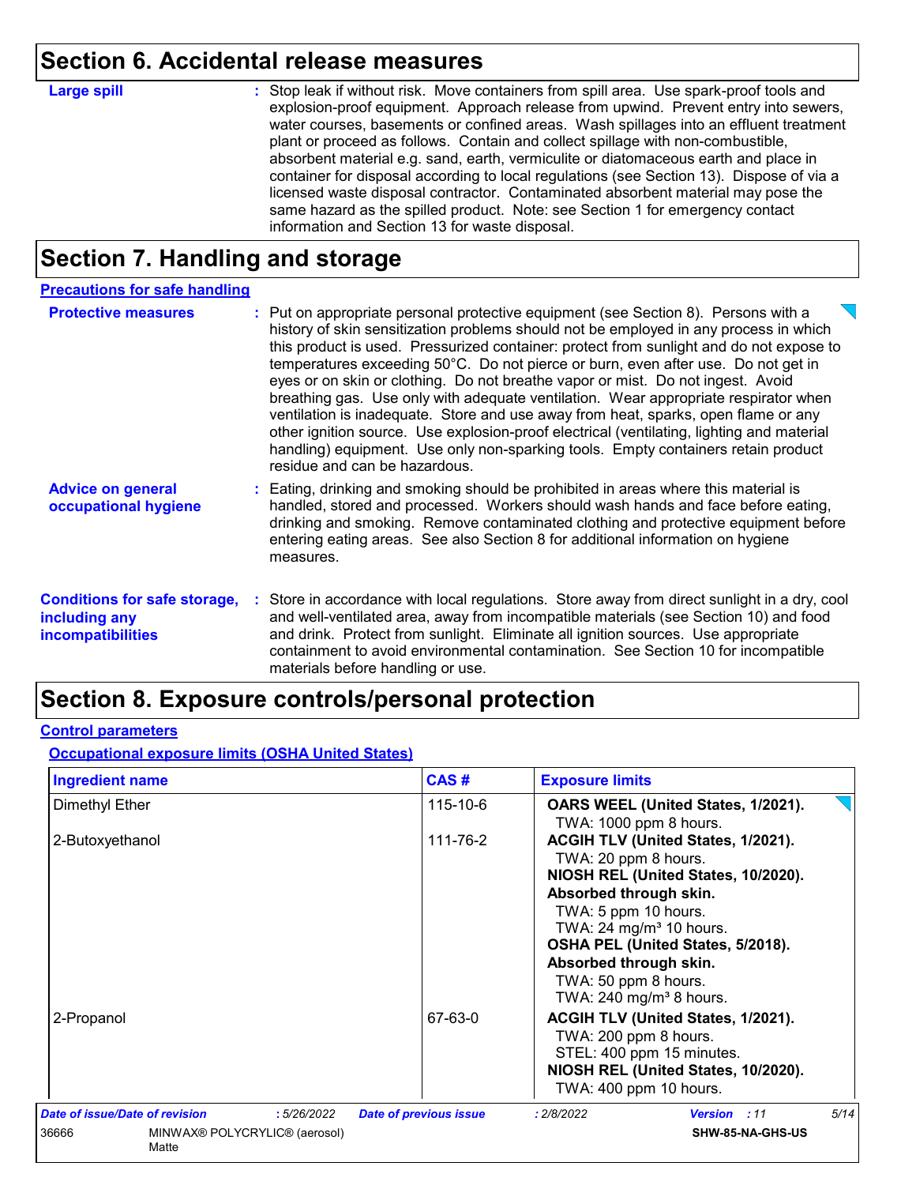## Section 6. Accidental release measures

**Large spill** : Stop leak if without risk. Move containers from spill area. Use spark-proof tools and explosion-proof equipment. Approach release from upwind. Prevent entry into sewers, water courses, basements or confined areas. Wash spillages into an effluent treatment plant or proceed as follows. Contain and collect spillage with non-combustible, absorbent material e.g. sand, earth, vermiculite or diatomaceous earth and place in container for disposal according to local regulations (see Section 13). Dispose of via a licensed waste disposal contractor. Contaminated absorbent material may pose the same hazard as the spilled product. Note: see Section 1 for emergency contact information and Section 13 for waste disposal.

## Section 7. Handling and storage

### Precautions for safe handling

**Protective measures** : Put on appropriate personal protective equipment (see Section 8). Persons with a history of skin sensitization problems should not be employed in any process in which this product is used. Pressurized container: protect from sunlight and do not expose to temperatures exceeding 50°C. Do not pierce or burn, even after use. Do not get in eyes or on skin or clothing. Do not breathe vapor or mist. Do not ingest. Avoid breathing gas. Use only with adequate ventilation. Wear appropriate respirator when ventilation is inadequate. Store and use away from heat, sparks, open flame or any other ignition source. Use explosion-proof electrical (ventilating, lighting and material handling) equipment. Use only non-sparking tools. Empty containers retain product residue and can be hazardous.

**Advice on general occupational hygiene** : Eating, drinking and smoking should be prohibited in areas where this material is handled, stored and processed. Workers should wash hands and face before eating, drinking and smoking. Remove contaminated clothing and protective equipment before entering eating areas. See also Section 8 for additional information on hygiene measures.

**Conditions for safe storage, including any incompatibilities** : Store in accordance with local regulations. Store away from direct sunlight in a dry, cool and well-ventilated area, away from incompatible materials (see Section 10) and food and drink. Protect from sunlight. Eliminate all ignition sources. Use appropriate containment to avoid environmental contamination. See Section 10 for incompatible materials before handling or use.

## Section 8. Exposure controls/personal protection

### Control parameters

#### Occupational exposure limits (OSHA United States)

| Ingredient name | CAS # | Exposure limits |
|---|---|---|
| Dimethyl Ether | 115-10-6 | **OARS WEEL (United States, 1/2021).**<br>TWA: 1000 ppm 8 hours. |
| 2-Butoxyethanol | 111-76-2 | **ACGIH TLV (United States, 1/2021).**<br>TWA: 20 ppm 8 hours.<br>**NIOSH REL (United States, 10/2020). Absorbed through skin.**<br>TWA: 5 ppm 10 hours.<br>TWA: 24 mg/m³ 10 hours.<br>**OSHA PEL (United States, 5/2018). Absorbed through skin.**<br>TWA: 50 ppm 8 hours.<br>TWA: 240 mg/m³ 8 hours. |
| 2-Propanol | 67-63-0 | **ACGIH TLV (United States, 1/2021).**<br>TWA: 200 ppm 8 hours.<br>STEL: 400 ppm 15 minutes.<br>**NIOSH REL (United States, 10/2020).**<br>TWA: 400 ppm 10 hours. |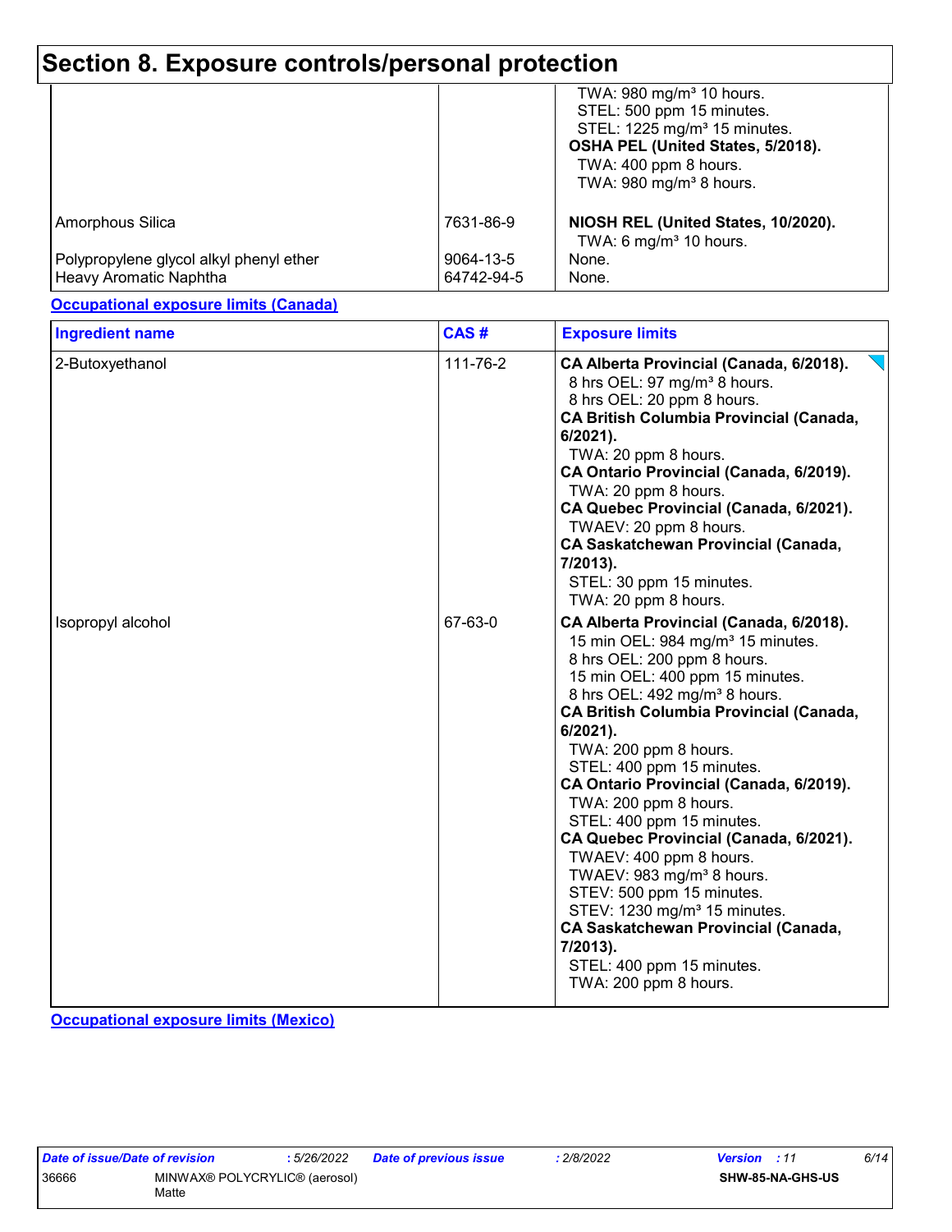# Section 8. Exposure controls/personal protection

| | | |
|---|---|---|
| | | TWA: 980 mg/m³ 10 hours.<br>STEL: 500 ppm 15 minutes.<br>STEL: 1225 mg/m³ 15 minutes.<br>**OSHA PEL (United States, 5/2018).**<br>TWA: 400 ppm 8 hours.<br>TWA: 980 mg/m³ 8 hours. |
| Amorphous Silica | 7631-86-9 | **NIOSH REL (United States, 10/2020).**<br>TWA: 6 mg/m³ 10 hours. |
| Polypropylene glycol alkyl phenyl ether | 9064-13-5 | None. |
| Heavy Aromatic Naphtha | 64742-94-5 | None. |

**Occupational exposure limits (Canada)**

| Ingredient name | CAS # | Exposure limits |
|---|---|---|
| 2-Butoxyethanol | 111-76-2 | **CA Alberta Provincial (Canada, 6/2018).**<br>8 hrs OEL: 97 mg/m³ 8 hours.<br>8 hrs OEL: 20 ppm 8 hours.<br>**CA British Columbia Provincial (Canada, 6/2021).**<br>TWA: 20 ppm 8 hours.<br>**CA Ontario Provincial (Canada, 6/2019).**<br>TWA: 20 ppm 8 hours.<br>**CA Quebec Provincial (Canada, 6/2021).**<br>TWAEV: 20 ppm 8 hours.<br>**CA Saskatchewan Provincial (Canada, 7/2013).**<br>STEL: 30 ppm 15 minutes.<br>TWA: 20 ppm 8 hours. |
| Isopropyl alcohol | 67-63-0 | **CA Alberta Provincial (Canada, 6/2018).**<br>15 min OEL: 984 mg/m³ 15 minutes.<br>8 hrs OEL: 200 ppm 8 hours.<br>15 min OEL: 400 ppm 15 minutes.<br>8 hrs OEL: 492 mg/m³ 8 hours.<br>**CA British Columbia Provincial (Canada, 6/2021).**<br>TWA: 200 ppm 8 hours.<br>STEL: 400 ppm 15 minutes.<br>**CA Ontario Provincial (Canada, 6/2019).**<br>TWA: 200 ppm 8 hours.<br>STEL: 400 ppm 15 minutes.<br>**CA Quebec Provincial (Canada, 6/2021).**<br>TWAEV: 400 ppm 8 hours.<br>TWAEV: 983 mg/m³ 8 hours.<br>STEV: 500 ppm 15 minutes.<br>STEV: 1230 mg/m³ 15 minutes.<br>**CA Saskatchewan Provincial (Canada, 7/2013).**<br>STEL: 400 ppm 15 minutes.<br>TWA: 200 ppm 8 hours. |

**Occupational exposure limits (Mexico)**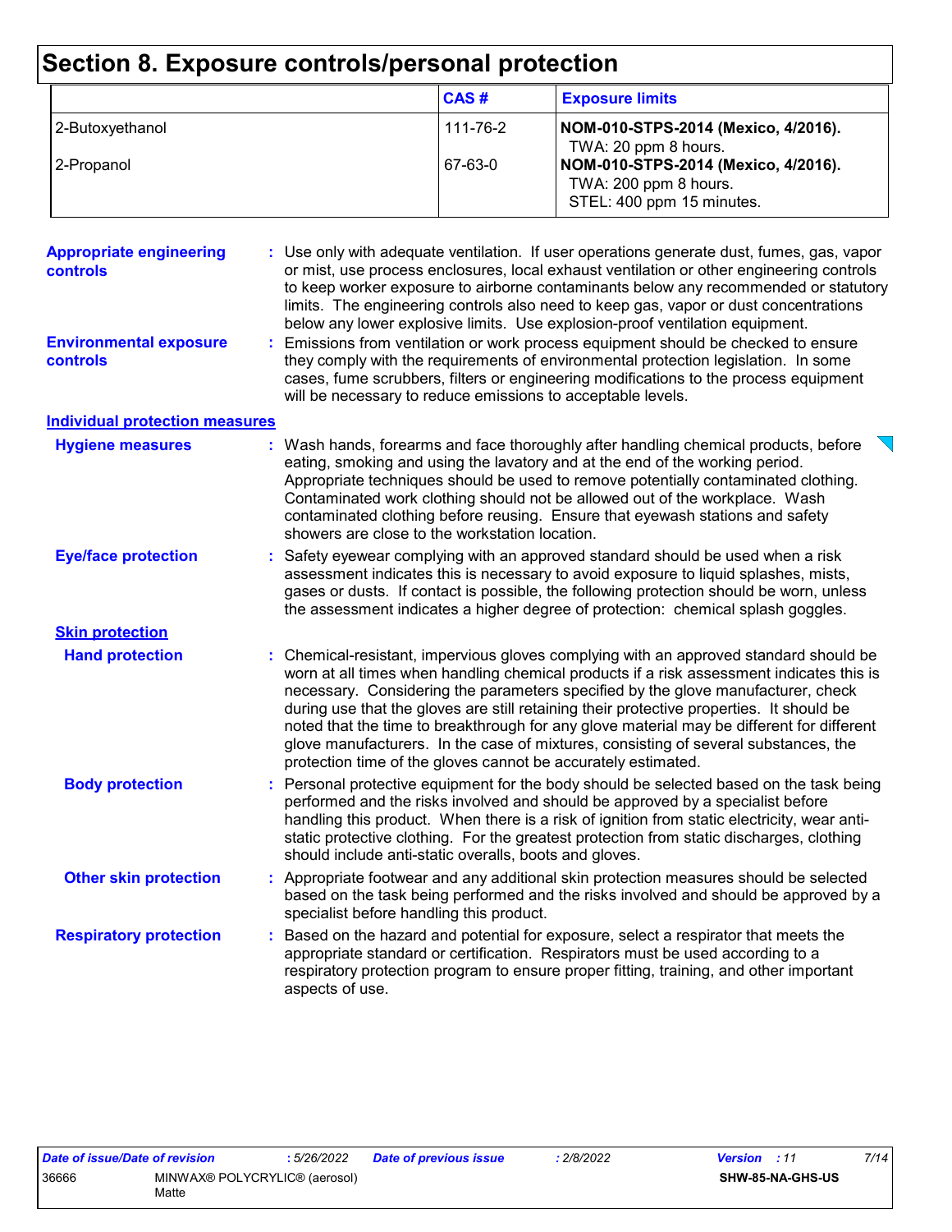# Section 8. Exposure controls/personal protection

| | CAS # | Exposure limits |
|---|---|---|
| 2-Butoxyethanol | 111-76-2 | **NOM-010-STPS-2014 (Mexico, 4/2016).** TWA: 20 ppm 8 hours. |
| 2-Propanol | 67-63-0 | **NOM-010-STPS-2014 (Mexico, 4/2016).** TWA: 200 ppm 8 hours. STEL: 400 ppm 15 minutes. |

**Appropriate engineering controls** : Use only with adequate ventilation. If user operations generate dust, fumes, gas, vapor or mist, use process enclosures, local exhaust ventilation or other engineering controls to keep worker exposure to airborne contaminants below any recommended or statutory limits. The engineering controls also need to keep gas, vapor or dust concentrations below any lower explosive limits. Use explosion-proof ventilation equipment.

**Environmental exposure controls** : Emissions from ventilation or work process equipment should be checked to ensure they comply with the requirements of environmental protection legislation. In some cases, fume scrubbers, filters or engineering modifications to the process equipment will be necessary to reduce emissions to acceptable levels.

## Individual protection measures

**Hygiene measures** : Wash hands, forearms and face thoroughly after handling chemical products, before eating, smoking and using the lavatory and at the end of the working period. Appropriate techniques should be used to remove potentially contaminated clothing. Contaminated work clothing should not be allowed out of the workplace. Wash contaminated clothing before reusing. Ensure that eyewash stations and safety showers are close to the workstation location.

**Eye/face protection** : Safety eyewear complying with an approved standard should be used when a risk assessment indicates this is necessary to avoid exposure to liquid splashes, mists, gases or dusts. If contact is possible, the following protection should be worn, unless the assessment indicates a higher degree of protection: chemical splash goggles.

### Skin protection

**Hand protection** : Chemical-resistant, impervious gloves complying with an approved standard should be worn at all times when handling chemical products if a risk assessment indicates this is necessary. Considering the parameters specified by the glove manufacturer, check during use that the gloves are still retaining their protective properties. It should be noted that the time to breakthrough for any glove material may be different for different glove manufacturers. In the case of mixtures, consisting of several substances, the protection time of the gloves cannot be accurately estimated.

**Body protection** : Personal protective equipment for the body should be selected based on the task being performed and the risks involved and should be approved by a specialist before handling this product. When there is a risk of ignition from static electricity, wear anti-static protective clothing. For the greatest protection from static discharges, clothing should include anti-static overalls, boots and gloves.

**Other skin protection** : Appropriate footwear and any additional skin protection measures should be selected based on the task being performed and the risks involved and should be approved by a specialist before handling this product.

**Respiratory protection** : Based on the hazard and potential for exposure, select a respirator that meets the appropriate standard or certification. Respirators must be used according to a respiratory protection program to ensure proper fitting, training, and other important aspects of use.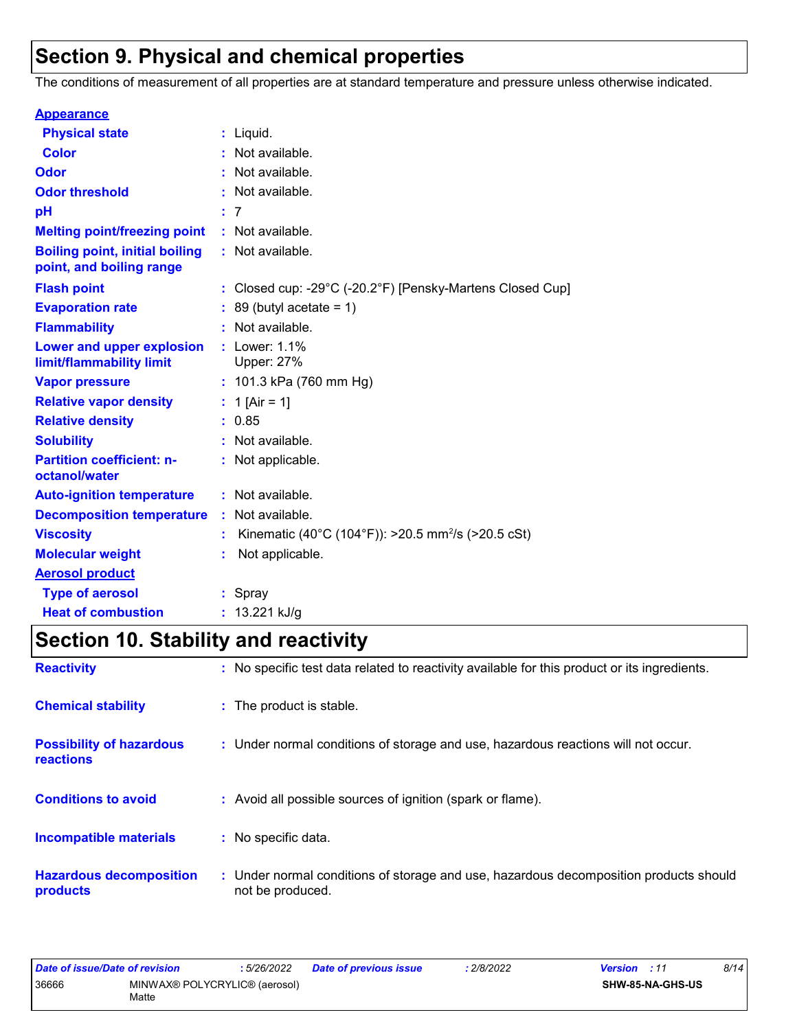## Section 9. Physical and chemical properties

The conditions of measurement of all properties are at standard temperature and pressure unless otherwise indicated.

**Appearance**

| | | |
|---|---|---|
| **Physical state** | : | Liquid. |
| **Color** | : | Not available. |
| **Odor** | : | Not available. |
| **Odor threshold** | : | Not available. |
| **pH** | : | 7 |
| **Melting point/freezing point** | : | Not available. |
| **Boiling point, initial boiling point, and boiling range** | : | Not available. |
| **Flash point** | : | Closed cup: -29°C (-20.2°F) [Pensky-Martens Closed Cup] |
| **Evaporation rate** | : | 89 (butyl acetate = 1) |
| **Flammability** | : | Not available. |
| **Lower and upper explosion limit/flammability limit** | : | Lower: 1.1%<br>Upper: 27% |
| **Vapor pressure** | : | 101.3 kPa (760 mm Hg) |
| **Relative vapor density** | : | 1 [Air = 1] |
| **Relative density** | : | 0.85 |
| **Solubility** | : | Not available. |
| **Partition coefficient: n-octanol/water** | : | Not applicable. |
| **Auto-ignition temperature** | : | Not available. |
| **Decomposition temperature** | : | Not available. |
| **Viscosity** | : | Kinematic (40°C (104°F)): >20.5 $mm^2/s$ (>20.5 cSt) |
| **Molecular weight** | : | Not applicable. |

**Aerosol product**

| | | |
|---|---|---|
| **Type of aerosol** | : | Spray |
| **Heat of combustion** | : | 13.221 kJ/g |

## Section 10. Stability and reactivity

| | | |
|---|---|---|
| **Reactivity** | : | No specific test data related to reactivity available for this product or its ingredients. |
| **Chemical stability** | : | The product is stable. |
| **Possibility of hazardous reactions** | : | Under normal conditions of storage and use, hazardous reactions will not occur. |
| **Conditions to avoid** | : | Avoid all possible sources of ignition (spark or flame). |
| **Incompatible materials** | : | No specific data. |
| **Hazardous decomposition products** | : | Under normal conditions of storage and use, hazardous decomposition products should not be produced. |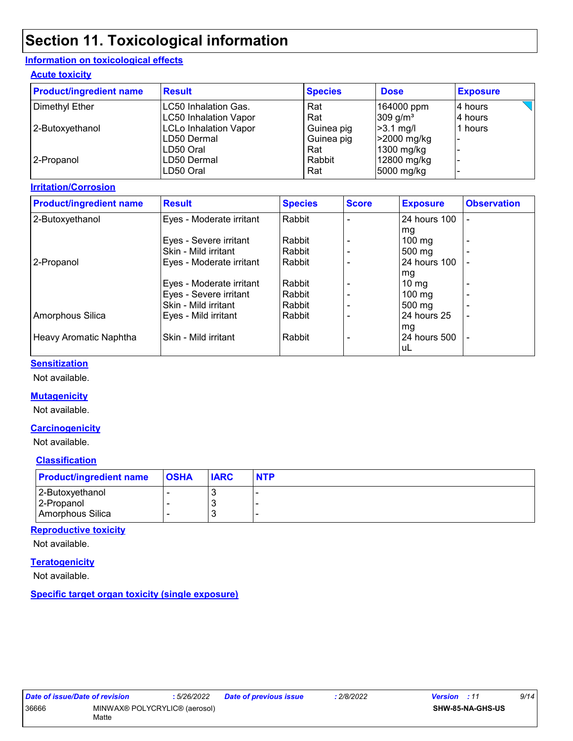# Section 11. Toxicological information

## Information on toxicological effects

### Acute toxicity

| Product/ingredient name | Result | Species | Dose | Exposure |
|---|---|---|---|---|
| Dimethyl Ether | LC50 Inhalation Gas. | Rat | 164000 ppm | 4 hours |
| | LC50 Inhalation Vapor | Rat | 309 g/m³ | 4 hours |
| 2-Butoxyethanol | LCLo Inhalation Vapor | Guinea pig | >3.1 mg/l | 1 hours |
| | LD50 Dermal | Guinea pig | >2000 mg/kg | - |
| | LD50 Oral | Rat | 1300 mg/kg | - |
| 2-Propanol | LD50 Dermal | Rabbit | 12800 mg/kg | - |
| | LD50 Oral | Rat | 5000 mg/kg | - |

### Irritation/Corrosion

| Product/ingredient name | Result | Species | Score | Exposure | Observation |
|---|---|---|---|---|---|
| 2-Butoxyethanol | Eyes - Moderate irritant | Rabbit | - | 24 hours 100 mg | - |
| | Eyes - Severe irritant | Rabbit | - | 100 mg | - |
| | Skin - Mild irritant | Rabbit | - | 500 mg | - |
| 2-Propanol | Eyes - Moderate irritant | Rabbit | - | 24 hours 100 mg | - |
| | Eyes - Moderate irritant | Rabbit | - | 10 mg | - |
| | Eyes - Severe irritant | Rabbit | - | 100 mg | - |
| | Skin - Mild irritant | Rabbit | - | 500 mg | - |
| Amorphous Silica | Eyes - Mild irritant | Rabbit | - | 24 hours 25 mg | - |
| Heavy Aromatic Naphtha | Skin - Mild irritant | Rabbit | - | 24 hours 500 uL | - |

### Sensitization

Not available.

### Mutagenicity

Not available.

### Carcinogenicity

Not available.

### Classification

| Product/ingredient name | OSHA | IARC | NTP |
|---|---|---|---|
| 2-Butoxyethanol | - | 3 | - |
| 2-Propanol | - | 3 | - |
| Amorphous Silica | - | 3 | - |

### Reproductive toxicity

Not available.

### Teratogenicity

Not available.

### Specific target organ toxicity (single exposure)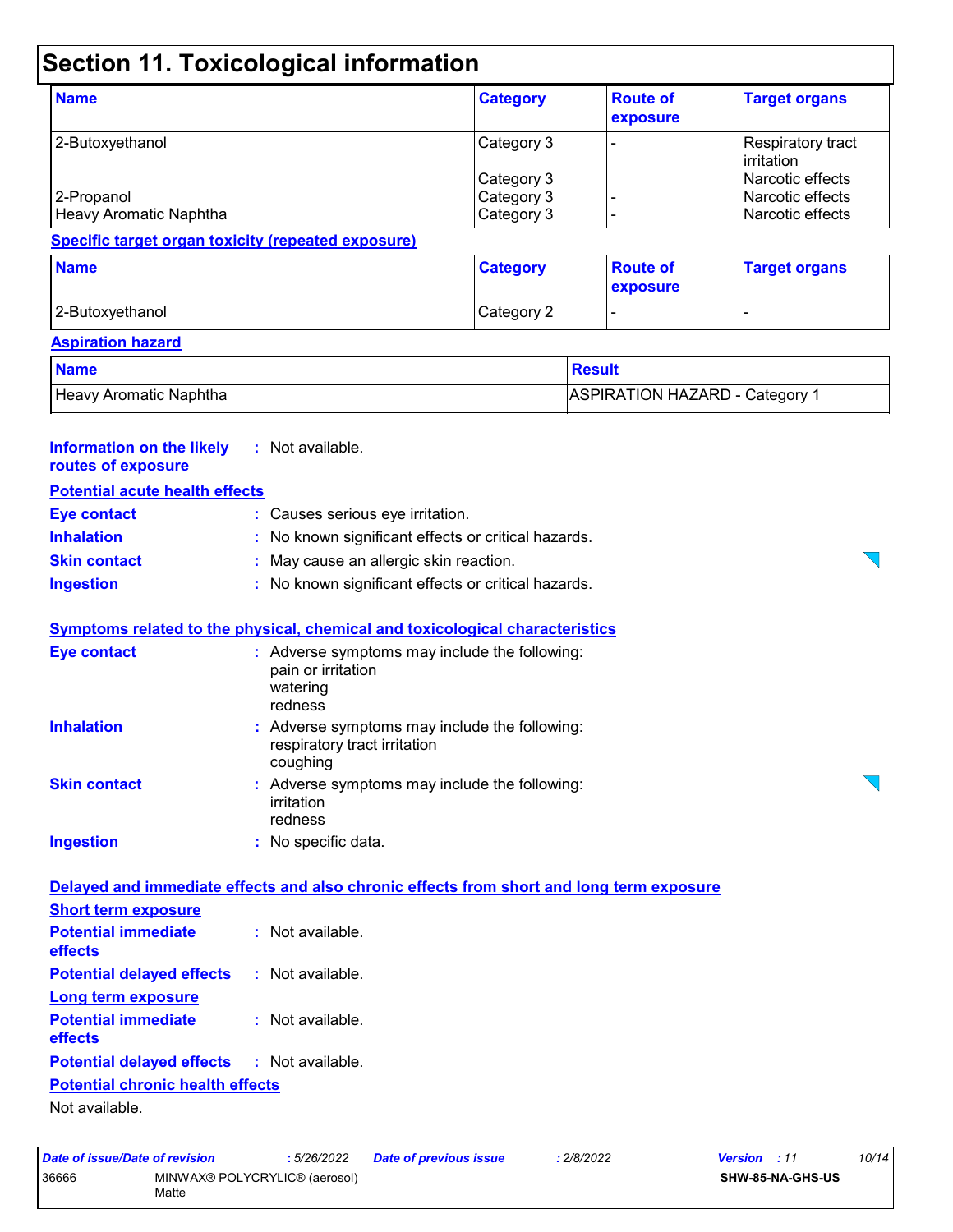# Section 11. Toxicological information

| Name | Category | Route of exposure | Target organs |
|---|---|---|---|
| 2-Butoxyethanol | Category 3 | - | Respiratory tract irritation |
| | Category 3 | | Narcotic effects |
| 2-Propanol | Category 3 | - | Narcotic effects |
| Heavy Aromatic Naphtha | Category 3 | - | Narcotic effects |

**Specific target organ toxicity (repeated exposure)**

| Name | Category | Route of exposure | Target organs |
|---|---|---|---|
| 2-Butoxyethanol | Category 2 | - | - |

**Aspiration hazard**

| Name | Result |
|---|---|
| Heavy Aromatic Naphtha | ASPIRATION HAZARD - Category 1 |

**Information on the likely routes of exposure** : Not available.

**Potential acute health effects**

**Eye contact** : Causes serious eye irritation.

**Inhalation** : No known significant effects or critical hazards.

**Skin contact** : May cause an allergic skin reaction.

**Ingestion** : No known significant effects or critical hazards.

**Symptoms related to the physical, chemical and toxicological characteristics**

**Eye contact** : Adverse symptoms may include the following:
pain or irritation
watering
redness

**Inhalation** : Adverse symptoms may include the following:
respiratory tract irritation
coughing

**Skin contact** : Adverse symptoms may include the following:
irritation
redness

**Ingestion** : No specific data.

**Delayed and immediate effects and also chronic effects from short and long term exposure**

**Short term exposure**

**Potential immediate effects** : Not available.

**Potential delayed effects** : Not available.

**Long term exposure**

**Potential immediate effects** : Not available.

**Potential delayed effects** : Not available.

**Potential chronic health effects**

Not available.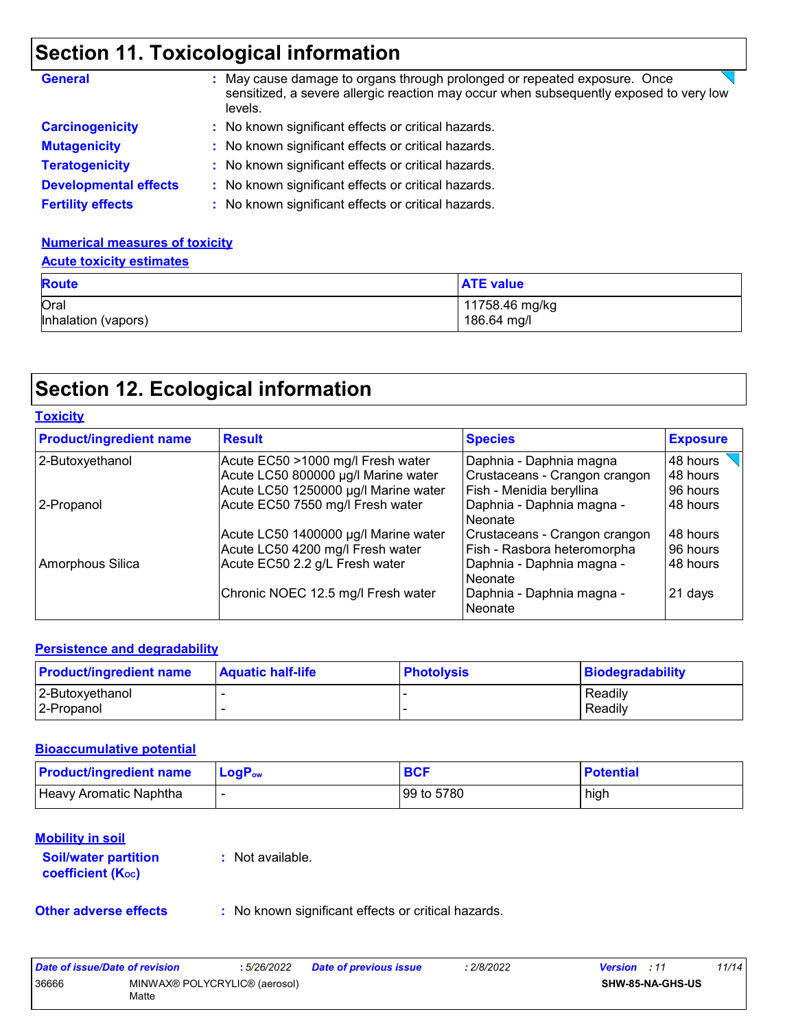# Section 11. Toxicological information

**General** : May cause damage to organs through prolonged or repeated exposure. Once sensitized, a severe allergic reaction may occur when subsequently exposed to very low levels.

**Carcinogenicity** : No known significant effects or critical hazards.

**Mutagenicity** : No known significant effects or critical hazards.

**Teratogenicity** : No known significant effects or critical hazards.

**Developmental effects** : No known significant effects or critical hazards.

**Fertility effects** : No known significant effects or critical hazards.

**Numerical measures of toxicity**

**Acute toxicity estimates**

| Route | ATE value |
|---|---|
| Oral | 11758.46 mg/kg |
| Inhalation (vapors) | 186.64 mg/l |

# Section 12. Ecological information

**Toxicity**

| Product/ingredient name | Result | Species | Exposure |
|---|---|---|---|
| 2-Butoxyethanol | Acute EC50 >1000 mg/l Fresh water | Daphnia - Daphnia magna | 48 hours |
| | Acute LC50 800000 µg/l Marine water | Crustaceans - Crangon crangon | 48 hours |
| | Acute LC50 1250000 µg/l Marine water | Fish - Menidia beryllina | 96 hours |
| 2-Propanol | Acute EC50 7550 mg/l Fresh water | Daphnia - Daphnia magna - Neonate | 48 hours |
| | Acute LC50 1400000 µg/l Marine water | Crustaceans - Crangon crangon | 48 hours |
| | Acute LC50 4200 mg/l Fresh water | Fish - Rasbora heteromorpha | 96 hours |
| Amorphous Silica | Acute EC50 2.2 g/L Fresh water | Daphnia - Daphnia magna - Neonate | 48 hours |
| | Chronic NOEC 12.5 mg/l Fresh water | Daphnia - Daphnia magna - Neonate | 21 days |

**Persistence and degradability**

| Product/ingredient name | Aquatic half-life | Photolysis | Biodegradability |
|---|---|---|---|
| 2-Butoxyethanol | - | - | Readily |
| 2-Propanol | - | - | Readily |

**Bioaccumulative potential**

| Product/ingredient name | $LogP_{ow}$ | BCF | Potential |
|---|---|---|---|
| Heavy Aromatic Naphtha | - | 99 to 5780 | high |

**Mobility in soil**

**Soil/water partition coefficient ($K_{OC}$)** : Not available.

**Other adverse effects** : No known significant effects or critical hazards.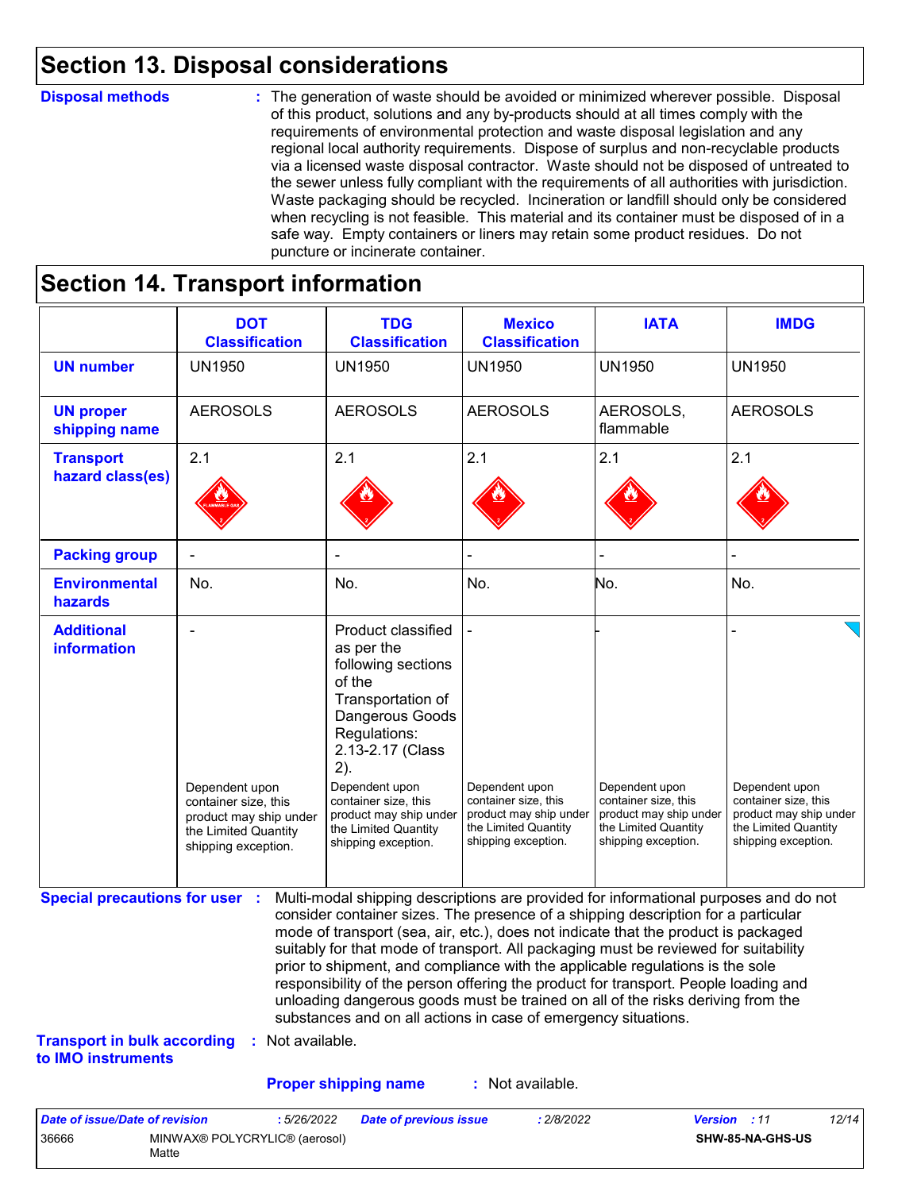## Section 13. Disposal considerations

**Disposal methods** : The generation of waste should be avoided or minimized wherever possible. Disposal of this product, solutions and any by-products should at all times comply with the requirements of environmental protection and waste disposal legislation and any regional local authority requirements. Dispose of surplus and non-recyclable products via a licensed waste disposal contractor. Waste should not be disposed of untreated to the sewer unless fully compliant with the requirements of all authorities with jurisdiction. Waste packaging should be recycled. Incineration or landfill should only be considered when recycling is not feasible. This material and its container must be disposed of in a safe way. Empty containers or liners may retain some product residues. Do not puncture or incinerate container.

## Section 14. Transport information

| | DOT Classification | TDG Classification | Mexico Classification | IATA | IMDG |
|---|---|---|---|---|---|
| **UN number** | UN1950 | UN1950 | UN1950 | UN1950 | UN1950 |
| **UN proper shipping name** | AEROSOLS | AEROSOLS | AEROSOLS | AEROSOLS, flammable | AEROSOLS |
| **Transport hazard class(es)** | 2.1 | 2.1 | 2.1 | 2.1 | 2.1 |
| **Packing group** | - | - | - | - | - |
| **Environmental hazards** | No. | No. | No. | No. | No. |
| **Additional information** | - Dependent upon container size, this product may ship under the Limited Quantity shipping exception. | Product classified as per the following sections of the Transportation of Dangerous Goods Regulations: 2.13-2.17 (Class 2). Dependent upon container size, this product may ship under the Limited Quantity shipping exception. | - Dependent upon container size, this product may ship under the Limited Quantity shipping exception. | - Dependent upon container size, this product may ship under the Limited Quantity shipping exception. | - Dependent upon container size, this product may ship under the Limited Quantity shipping exception. |

**Special precautions for user** : Multi-modal shipping descriptions are provided for informational purposes and do not consider container sizes. The presence of a shipping description for a particular mode of transport (sea, air, etc.), does not indicate that the product is packaged suitably for that mode of transport. All packaging must be reviewed for suitability prior to shipment, and compliance with the applicable regulations is the sole responsibility of the person offering the product for transport. People loading and unloading dangerous goods must be trained on all of the risks deriving from the substances and on all actions in case of emergency situations.

**Transport in bulk according to IMO instruments** : Not available.

**Proper shipping name** : Not available.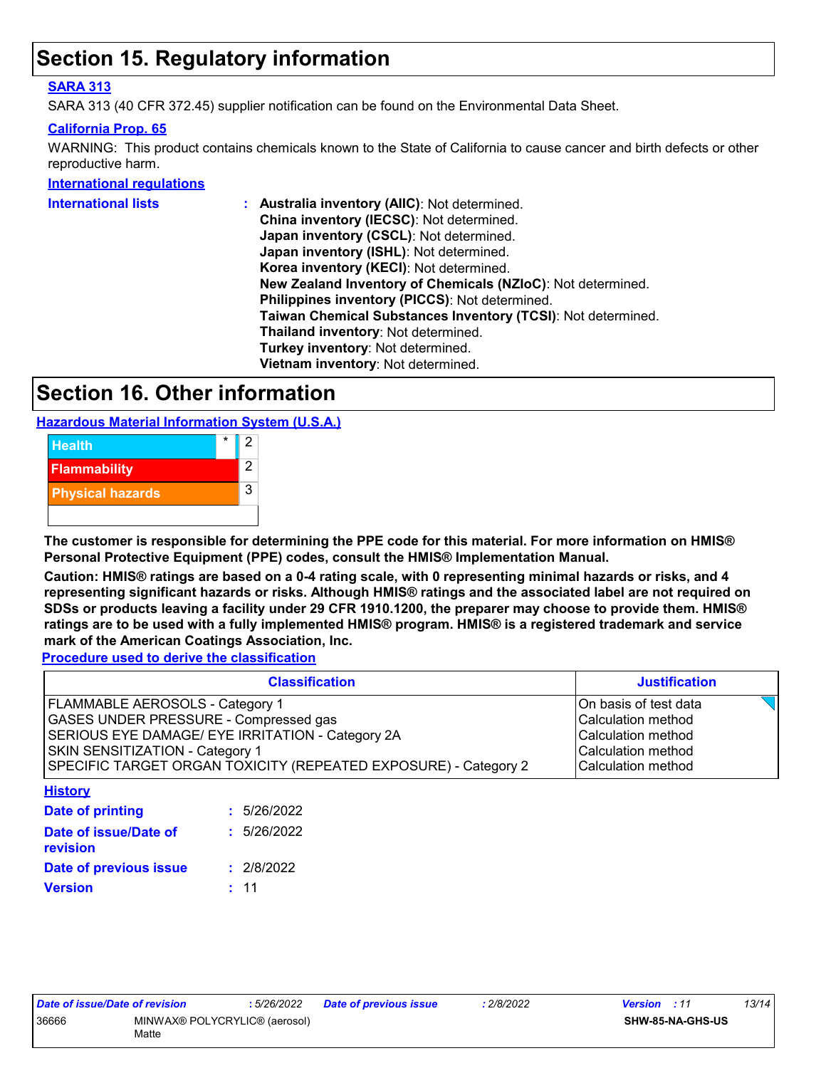# Section 15. Regulatory information

**SARA 313**

SARA 313 (40 CFR 372.45) supplier notification can be found on the Environmental Data Sheet.

**California Prop. 65**

WARNING: This product contains chemicals known to the State of California to cause cancer and birth defects or other reproductive harm.

**International regulations**

**International lists** :
- **Australia inventory (AIIC)**: Not determined.
- **China inventory (IECSC)**: Not determined.
- **Japan inventory (CSCL)**: Not determined.
- **Japan inventory (ISHL)**: Not determined.
- **Korea inventory (KECI)**: Not determined.
- **New Zealand Inventory of Chemicals (NZIoC)**: Not determined.
- **Philippines inventory (PICCS)**: Not determined.
- **Taiwan Chemical Substances Inventory (TCSI)**: Not determined.
- **Thailand inventory**: Not determined.
- **Turkey inventory**: Not determined.
- **Vietnam inventory**: Not determined.

# Section 16. Other information

**Hazardous Material Information System (U.S.A.)**

| | | |
|---|---|---|
| Health | * | 2 |
| Flammability | | 2 |
| Physical hazards | | 3 |

**The customer is responsible for determining the PPE code for this material. For more information on HMIS® Personal Protective Equipment (PPE) codes, consult the HMIS® Implementation Manual.**

**Caution: HMIS® ratings are based on a 0-4 rating scale, with 0 representing minimal hazards or risks, and 4 representing significant hazards or risks. Although HMIS® ratings and the associated label are not required on SDSs or products leaving a facility under 29 CFR 1910.1200, the preparer may choose to provide them. HMIS® ratings are to be used with a fully implemented HMIS® program. HMIS® is a registered trademark and service mark of the American Coatings Association, Inc.**

**Procedure used to derive the classification**

| Classification | Justification |
|---|---|
| FLAMMABLE AEROSOLS - Category 1 | On basis of test data |
| GASES UNDER PRESSURE - Compressed gas | Calculation method |
| SERIOUS EYE DAMAGE/ EYE IRRITATION - Category 2A | Calculation method |
| SKIN SENSITIZATION - Category 1 | Calculation method |
| SPECIFIC TARGET ORGAN TOXICITY (REPEATED EXPOSURE) - Category 2 | Calculation method |

**History**

**Date of printing** : 5/26/2022

**Date of issue/Date of revision** : 5/26/2022

**Date of previous issue** : 2/8/2022

**Version** : 11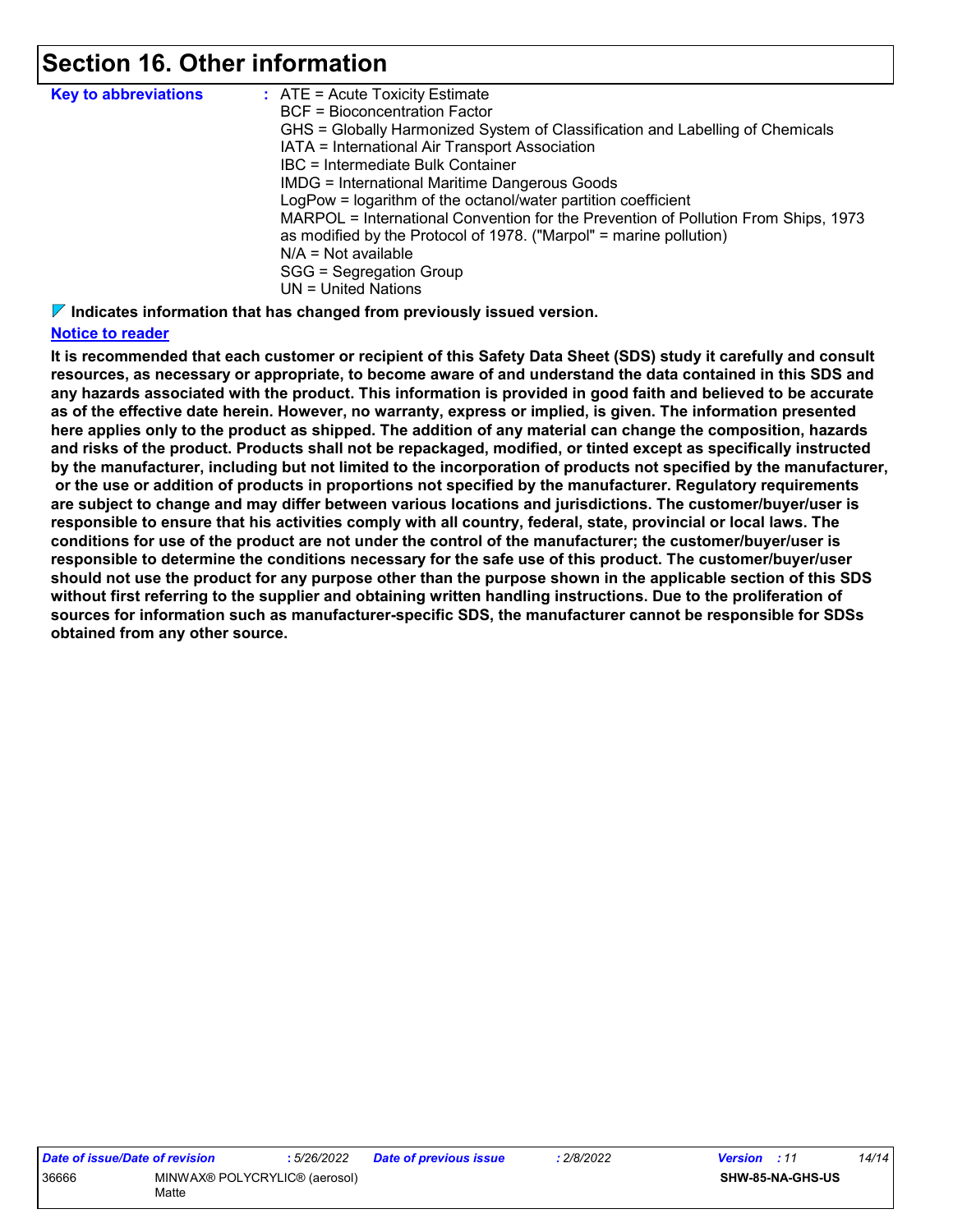# Section 16. Other information

**Key to abbreviations** : ATE = Acute Toxicity Estimate
BCF = Bioconcentration Factor
GHS = Globally Harmonized System of Classification and Labelling of Chemicals
IATA = International Air Transport Association
IBC = Intermediate Bulk Container
IMDG = International Maritime Dangerous Goods
LogPow = logarithm of the octanol/water partition coefficient
MARPOL = International Convention for the Prevention of Pollution From Ships, 1973 as modified by the Protocol of 1978. ("Marpol" = marine pollution)
N/A = Not available
SGG = Segregation Group
UN = United Nations

**Indicates information that has changed from previously issued version.**

**Notice to reader**

**It is recommended that each customer or recipient of this Safety Data Sheet (SDS) study it carefully and consult resources, as necessary or appropriate, to become aware of and understand the data contained in this SDS and any hazards associated with the product. This information is provided in good faith and believed to be accurate as of the effective date herein. However, no warranty, express or implied, is given. The information presented here applies only to the product as shipped. The addition of any material can change the composition, hazards and risks of the product. Products shall not be repackaged, modified, or tinted except as specifically instructed by the manufacturer, including but not limited to the incorporation of products not specified by the manufacturer, or the use or addition of products in proportions not specified by the manufacturer. Regulatory requirements are subject to change and may differ between various locations and jurisdictions. The customer/buyer/user is responsible to ensure that his activities comply with all country, federal, state, provincial or local laws. The conditions for use of the product are not under the control of the manufacturer; the customer/buyer/user is responsible to determine the conditions necessary for the safe use of this product. The customer/buyer/user should not use the product for any purpose other than the purpose shown in the applicable section of this SDS without first referring to the supplier and obtaining written handling instructions. Due to the proliferation of sources for information such as manufacturer-specific SDS, the manufacturer cannot be responsible for SDSs obtained from any other source.**